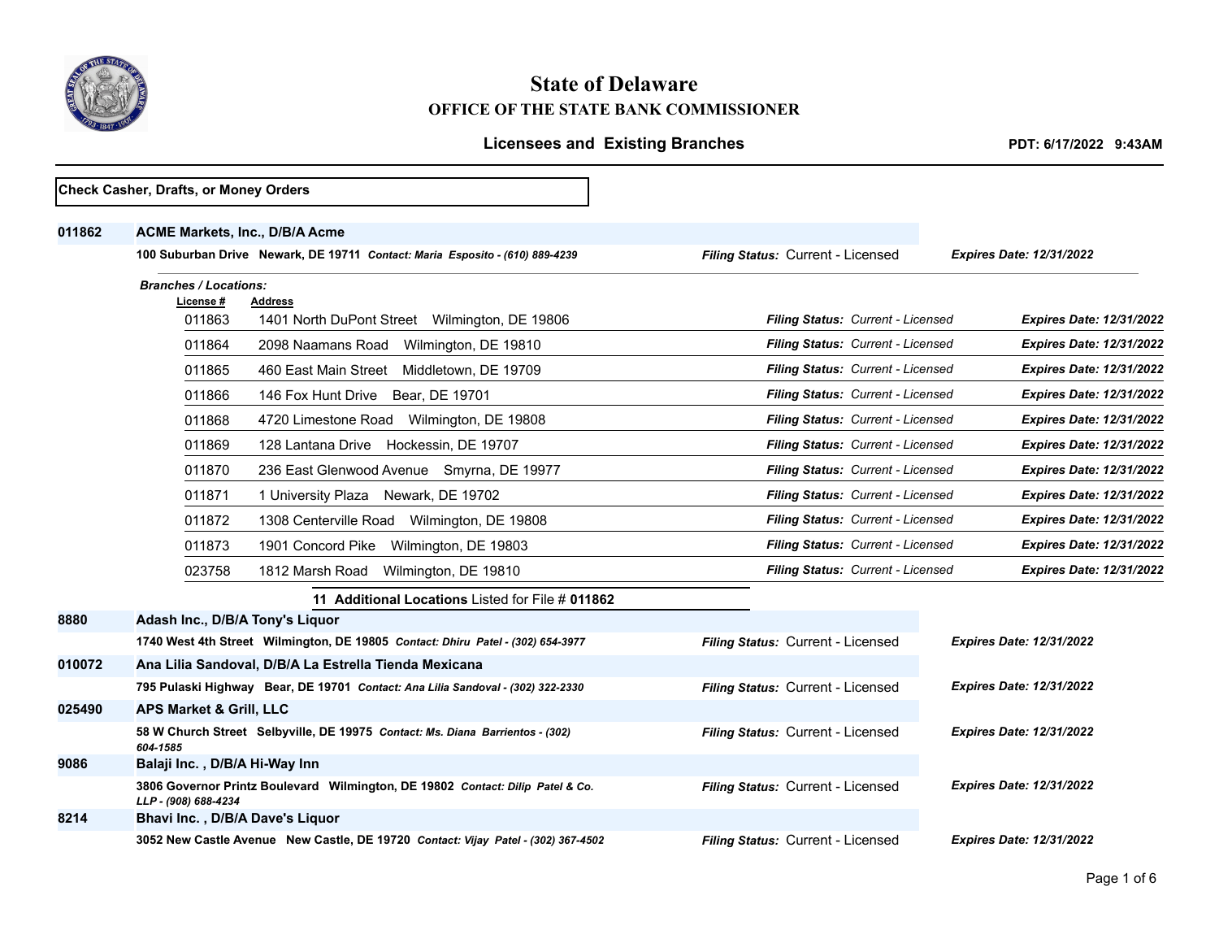# State of Delaware

## OFFICE OF THE STATE BANK COMMISSIONER

### Licensees and Existing Branches

**PDT: 6/17/2022 9:43AM**

**Check Casher, Drafts, or Money Orders**

**011862** **ACME Markets, Inc., D/B/A Acme**

**100 Suburban Drive Newark, DE 19711** ***Contact: Maria Esposito - (610) 889-4239*** — ***Filing Status:*** Current - Licensed — ***Expires Date: 12/31/2022***

***Branches / Locations:***

| License # | Address | Filing Status | Expires Date |
|---|---|---|---|
| 011863 | 1401 North DuPont Street Wilmington, DE 19806 | *Current - Licensed* | ***12/31/2022*** |
| 011864 | 2098 Naamans Road Wilmington, DE 19810 | *Current - Licensed* | ***12/31/2022*** |
| 011865 | 460 East Main Street Middletown, DE 19709 | *Current - Licensed* | ***12/31/2022*** |
| 011866 | 146 Fox Hunt Drive Bear, DE 19701 | *Current - Licensed* | ***12/31/2022*** |
| 011868 | 4720 Limestone Road Wilmington, DE 19808 | *Current - Licensed* | ***12/31/2022*** |
| 011869 | 128 Lantana Drive Hockessin, DE 19707 | *Current - Licensed* | ***12/31/2022*** |
| 011870 | 236 East Glenwood Avenue Smyrna, DE 19977 | *Current - Licensed* | ***12/31/2022*** |
| 011871 | 1 University Plaza Newark, DE 19702 | *Current - Licensed* | ***12/31/2022*** |
| 011872 | 1308 Centerville Road Wilmington, DE 19808 | *Current - Licensed* | ***12/31/2022*** |
| 011873 | 1901 Concord Pike Wilmington, DE 19803 | *Current - Licensed* | ***12/31/2022*** |
| 023758 | 1812 Marsh Road Wilmington, DE 19810 | *Current - Licensed* | ***12/31/2022*** |

**11 Additional Locations** Listed for File # **011862**

**8880** **Adash Inc., D/B/A Tony's Liquor**

**1740 West 4th Street Wilmington, DE 19805** ***Contact: Dhiru Patel - (302) 654-3977*** — ***Filing Status:*** Current - Licensed — ***Expires Date: 12/31/2022***

**010072** **Ana Lilia Sandoval, D/B/A La Estrella Tienda Mexicana**

**795 Pulaski Highway Bear, DE 19701** ***Contact: Ana Lilia Sandoval - (302) 322-2330*** — ***Filing Status:*** Current - Licensed — ***Expires Date: 12/31/2022***

**025490** **APS Market & Grill, LLC**

**58 W Church Street Selbyville, DE 19975** ***Contact: Ms. Diana Barrientos - (302) 604-1585*** — ***Filing Status:*** Current - Licensed — ***Expires Date: 12/31/2022***

**9086** **Balaji Inc. , D/B/A Hi-Way Inn**

**3806 Governor Printz Boulevard Wilmington, DE 19802** ***Contact: Dilip Patel & Co. LLP - (908) 688-4234*** — ***Filing Status:*** Current - Licensed — ***Expires Date: 12/31/2022***

**8214** **Bhavi Inc. , D/B/A Dave's Liquor**

**3052 New Castle Avenue New Castle, DE 19720** ***Contact: Vijay Patel - (302) 367-4502*** — ***Filing Status:*** Current - Licensed — ***Expires Date: 12/31/2022***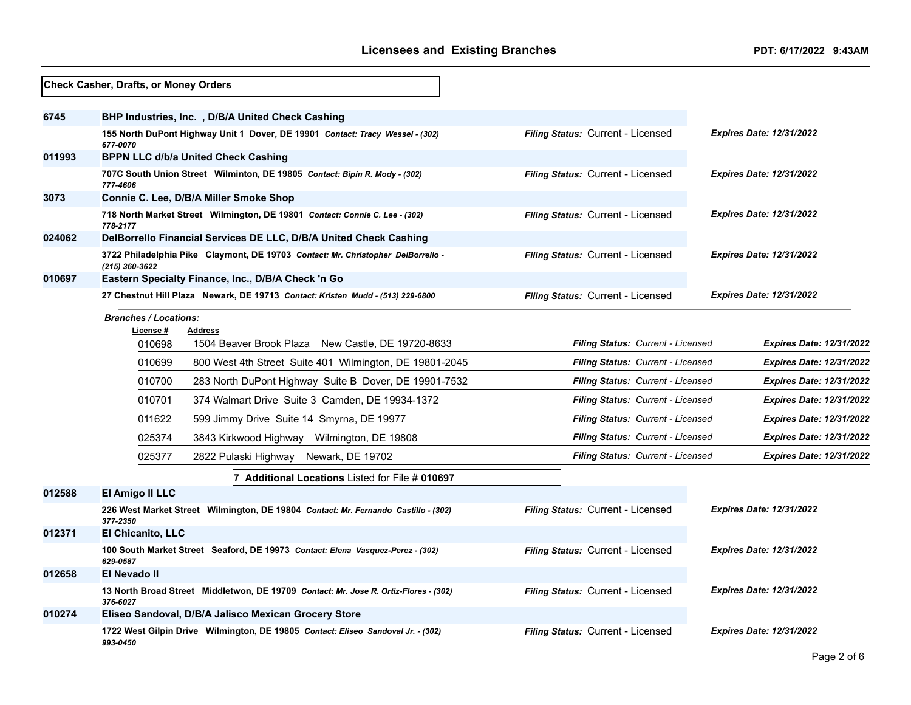## Check Casher, Drafts, or Money Orders

**6745** **BHP Industries, Inc. , D/B/A United Check Cashing**

**155 North DuPont Highway Unit 1 Dover, DE 19901** ***Contact: Tracy Wessel - (302) 677-0070***
***Filing Status:*** Current - Licensed ***Expires Date: 12/31/2022***

**011993** **BPPN LLC d/b/a United Check Cashing**

**707C South Union Street Wilminton, DE 19805** ***Contact: Bipin R. Mody - (302) 777-4606***
***Filing Status:*** Current - Licensed ***Expires Date: 12/31/2022***

**3073** **Connie C. Lee, D/B/A Miller Smoke Shop**

**718 North Market Street Wilmington, DE 19801** ***Contact: Connie C. Lee - (302) 778-2177***
***Filing Status:*** Current - Licensed ***Expires Date: 12/31/2022***

**024062** **DelBorrello Financial Services DE LLC, D/B/A United Check Cashing**

**3722 Philadelphia Pike Claymont, DE 19703** ***Contact: Mr. Christopher DelBorrello - (215) 360-3622***
***Filing Status:*** Current - Licensed ***Expires Date: 12/31/2022***

**010697** **Eastern Specialty Finance, Inc., D/B/A Check 'n Go**

**27 Chestnut Hill Plaza Newark, DE 19713** ***Contact: Kristen Mudd - (513) 229-6800***
***Filing Status:*** Current - Licensed ***Expires Date: 12/31/2022***

***Branches / Locations:***

| License # | Address | Filing Status | Expires Date |
|---|---|---|---|
| 010698 | 1504 Beaver Brook Plaza New Castle, DE 19720-8633 | Current - Licensed | 12/31/2022 |
| 010699 | 800 West 4th Street Suite 401 Wilmington, DE 19801-2045 | Current - Licensed | 12/31/2022 |
| 010700 | 283 North DuPont Highway Suite B Dover, DE 19901-7532 | Current - Licensed | 12/31/2022 |
| 010701 | 374 Walmart Drive Suite 3 Camden, DE 19934-1372 | Current - Licensed | 12/31/2022 |
| 011622 | 599 Jimmy Drive Suite 14 Smyrna, DE 19977 | Current - Licensed | 12/31/2022 |
| 025374 | 3843 Kirkwood Highway Wilmington, DE 19808 | Current - Licensed | 12/31/2022 |
| 025377 | 2822 Pulaski Highway Newark, DE 19702 | Current - Licensed | 12/31/2022 |

**7 Additional Locations** Listed for File # **010697**

**012588** **El Amigo II LLC**

**226 West Market Street Wilmington, DE 19804** ***Contact: Mr. Fernando Castillo - (302) 377-2350***
***Filing Status:*** Current - Licensed ***Expires Date: 12/31/2022***

**012371** **El Chicanito, LLC**

**100 South Market Street Seaford, DE 19973** ***Contact: Elena Vasquez-Perez - (302) 629-0587***
***Filing Status:*** Current - Licensed ***Expires Date: 12/31/2022***

**012658** **El Nevado II**

**13 North Broad Street Middletwon, DE 19709** ***Contact: Mr. Jose R. Ortiz-Flores - (302) 376-6027***
***Filing Status:*** Current - Licensed ***Expires Date: 12/31/2022***

**010274** **Eliseo Sandoval, D/B/A Jalisco Mexican Grocery Store**

**1722 West Gilpin Drive Wilmington, DE 19805** ***Contact: Eliseo Sandoval Jr. - (302) 993-0450***
***Filing Status:*** Current - Licensed ***Expires Date: 12/31/2022***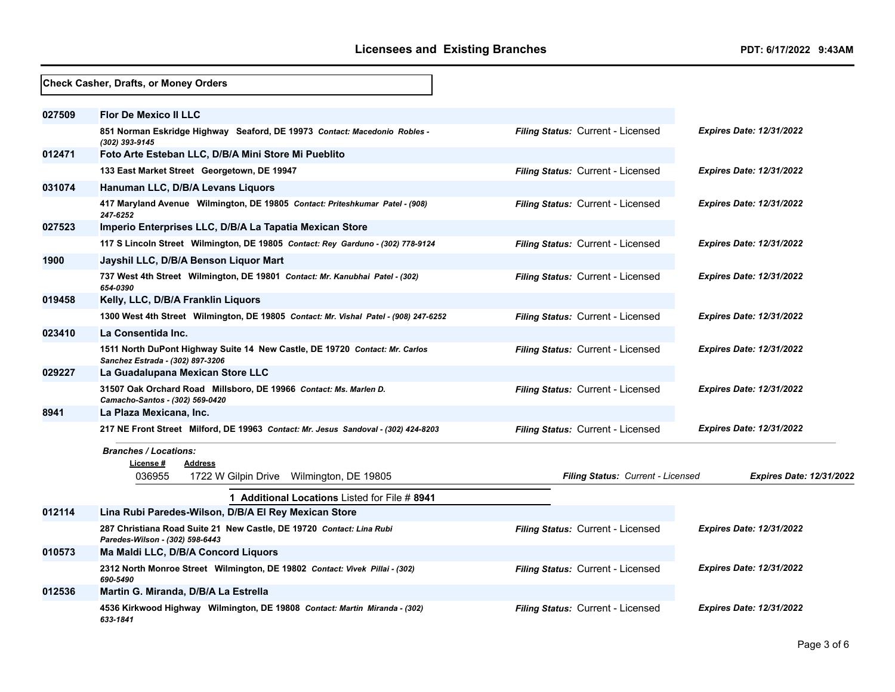## Check Casher, Drafts, or Money Orders

| License # | Licensee / Address | Filing Status | Expires Date |
|---|---|---|---|
| 027509 | **Flor De Mexico II LLC** | | |
| | 851 Norman Eskridge Highway Seaford, DE 19973 *Contact: Macedonio Robles - (302) 393-9145* | *Filing Status:* Current - Licensed | *Expires Date: 12/31/2022* |
| 012471 | **Foto Arte Esteban LLC, D/B/A Mini Store Mi Pueblito** | | |
| | 133 East Market Street Georgetown, DE 19947 | *Filing Status:* Current - Licensed | *Expires Date: 12/31/2022* |
| 031074 | **Hanuman LLC, D/B/A Levans Liquors** | | |
| | 417 Maryland Avenue Wilmington, DE 19805 *Contact: Priteshkumar Patel - (908) 247-6252* | *Filing Status:* Current - Licensed | *Expires Date: 12/31/2022* |
| 027523 | **Imperio Enterprises LLC, D/B/A La Tapatia Mexican Store** | | |
| | 117 S Lincoln Street Wilmington, DE 19805 *Contact: Rey Garduno - (302) 778-9124* | *Filing Status:* Current - Licensed | *Expires Date: 12/31/2022* |
| 1900 | **Jayshil LLC, D/B/A Benson Liquor Mart** | | |
| | 737 West 4th Street Wilmington, DE 19801 *Contact: Mr. Kanubhai Patel - (302) 654-0390* | *Filing Status:* Current - Licensed | *Expires Date: 12/31/2022* |
| 019458 | **Kelly, LLC, D/B/A Franklin Liquors** | | |
| | 1300 West 4th Street Wilmington, DE 19805 *Contact: Mr. Vishal Patel - (908) 247-6252* | *Filing Status:* Current - Licensed | *Expires Date: 12/31/2022* |
| 023410 | **La Consentida Inc.** | | |
| | 1511 North DuPont Highway Suite 14 New Castle, DE 19720 *Contact: Mr. Carlos Sanchez Estrada - (302) 897-3206* | *Filing Status:* Current - Licensed | *Expires Date: 12/31/2022* |
| 029227 | **La Guadalupana Mexican Store LLC** | | |
| | 31507 Oak Orchard Road Millsboro, DE 19966 *Contact: Ms. Marlen D. Camacho-Santos - (302) 569-0420* | *Filing Status:* Current - Licensed | *Expires Date: 12/31/2022* |
| 8941 | **La Plaza Mexicana, Inc.** | | |
| | 217 NE Front Street Milford, DE 19963 *Contact: Mr. Jesus Sandoval - (302) 424-8203* | *Filing Status:* Current - Licensed | *Expires Date: 12/31/2022* |

*Branches / Locations:*

| License # | Address | Filing Status | Expires Date |
|---|---|---|---|
| 036955 | 1722 W Gilpin Drive Wilmington, DE 19805 | *Filing Status: Current - Licensed* | *Expires Date: 12/31/2022* |

**1 Additional Locations** Listed for File # **8941**

| License # | Licensee / Address | Filing Status | Expires Date |
|---|---|---|---|
| 012114 | **Lina Rubi Paredes-Wilson, D/B/A El Rey Mexican Store** | | |
| | 287 Christiana Road Suite 21 New Castle, DE 19720 *Contact: Lina Rubi Paredes-Wilson - (302) 598-6443* | *Filing Status:* Current - Licensed | *Expires Date: 12/31/2022* |
| 010573 | **Ma Maldi LLC, D/B/A Concord Liquors** | | |
| | 2312 North Monroe Street Wilmington, DE 19802 *Contact: Vivek Pillai - (302) 690-5490* | *Filing Status:* Current - Licensed | *Expires Date: 12/31/2022* |
| 012536 | **Martin G. Miranda, D/B/A La Estrella** | | |
| | 4536 Kirkwood Highway Wilmington, DE 19808 *Contact: Martin Miranda - (302) 633-1841* | *Filing Status:* Current - Licensed | *Expires Date: 12/31/2022* |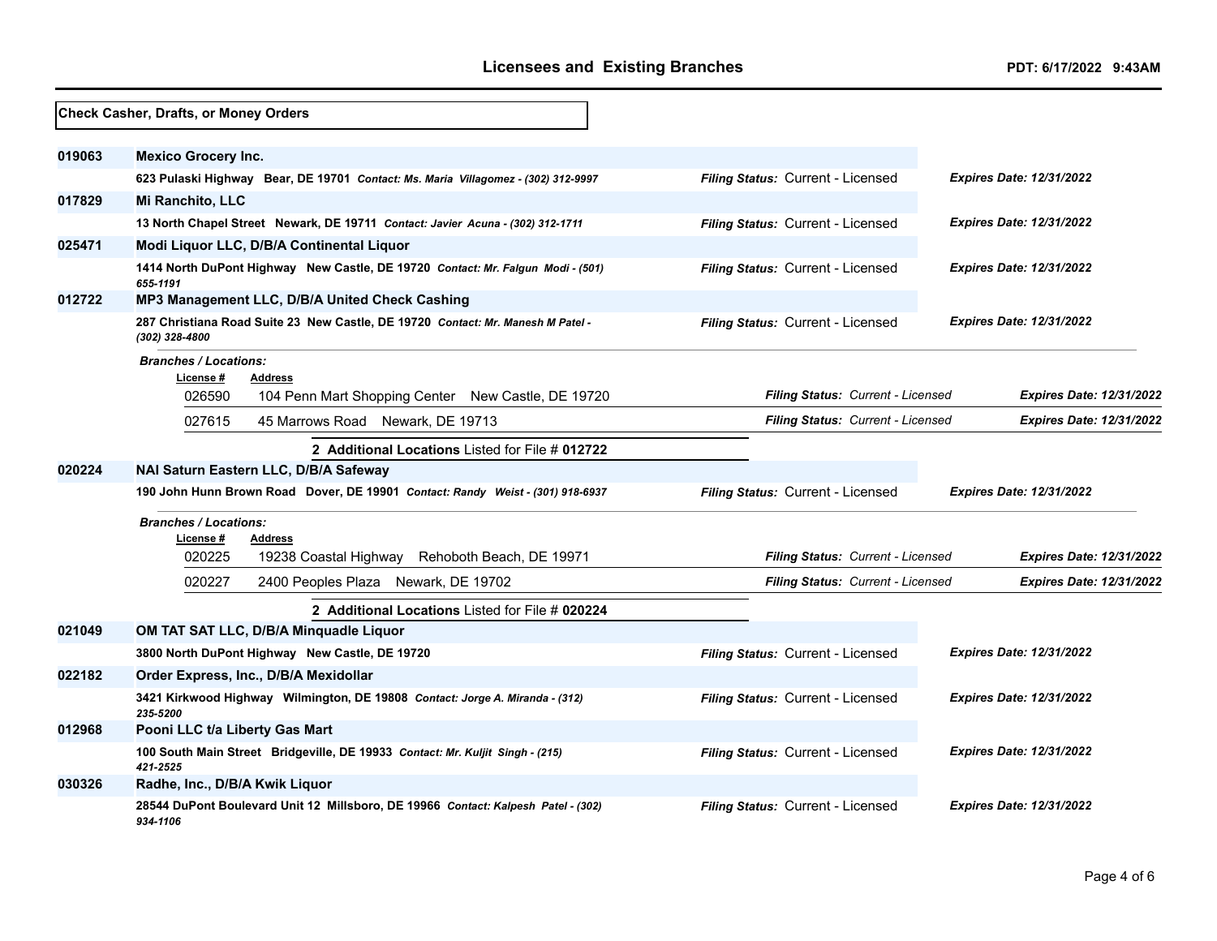## Licensees and Existing Branches

**PDT: 6/17/2022 9:43AM**

**Check Casher, Drafts, or Money Orders**

**019063** **Mexico Grocery Inc.**
**623 Pulaski Highway Bear, DE 19701** *Contact: Ms. Maria Villagomez - (302) 312-9997*
*Filing Status:* Current - Licensed *Expires Date: 12/31/2022*

**017829** **Mi Ranchito, LLC**
**13 North Chapel Street Newark, DE 19711** *Contact: Javier Acuna - (302) 312-1711*
*Filing Status:* Current - Licensed *Expires Date: 12/31/2022*

**025471** **Modi Liquor LLC, D/B/A Continental Liquor**
**1414 North DuPont Highway New Castle, DE 19720** *Contact: Mr. Falgun Modi - (501) 655-1191*
*Filing Status:* Current - Licensed *Expires Date: 12/31/2022*

**012722** **MP3 Management LLC, D/B/A United Check Cashing**
**287 Christiana Road Suite 23 New Castle, DE 19720** *Contact: Mr. Manesh M Patel - (302) 328-4800*
*Filing Status:* Current - Licensed *Expires Date: 12/31/2022*

*Branches / Locations:*

| License # | Address | Filing Status | Expires Date |
|---|---|---|---|
| 026590 | 104 Penn Mart Shopping Center New Castle, DE 19720 | *Current - Licensed* | *12/31/2022* |
| 027615 | 45 Marrows Road Newark, DE 19713 | *Current - Licensed* | *12/31/2022* |

**2 Additional Locations** Listed for File # **012722**

**020224** **NAI Saturn Eastern LLC, D/B/A Safeway**
**190 John Hunn Brown Road Dover, DE 19901** *Contact: Randy Weist - (301) 918-6937*
*Filing Status:* Current - Licensed *Expires Date: 12/31/2022*

*Branches / Locations:*

| License # | Address | Filing Status | Expires Date |
|---|---|---|---|
| 020225 | 19238 Coastal Highway Rehoboth Beach, DE 19971 | *Current - Licensed* | *12/31/2022* |
| 020227 | 2400 Peoples Plaza Newark, DE 19702 | *Current - Licensed* | *12/31/2022* |

**2 Additional Locations** Listed for File # **020224**

**021049** **OM TAT SAT LLC, D/B/A Minquadle Liquor**
**3800 North DuPont Highway New Castle, DE 19720**
*Filing Status:* Current - Licensed *Expires Date: 12/31/2022*

**022182** **Order Express, Inc., D/B/A Mexidollar**
**3421 Kirkwood Highway Wilmington, DE 19808** *Contact: Jorge A. Miranda - (312) 235-5200*
*Filing Status:* Current - Licensed *Expires Date: 12/31/2022*

**012968** **Pooni LLC t/a Liberty Gas Mart**
**100 South Main Street Bridgeville, DE 19933** *Contact: Mr. Kuljit Singh - (215) 421-2525*
*Filing Status:* Current - Licensed *Expires Date: 12/31/2022*

**030326** **Radhe, Inc., D/B/A Kwik Liquor**
**28544 DuPont Boulevard Unit 12 Millsboro, DE 19966** *Contact: Kalpesh Patel - (302) 934-1106*
*Filing Status:* Current - Licensed *Expires Date: 12/31/2022*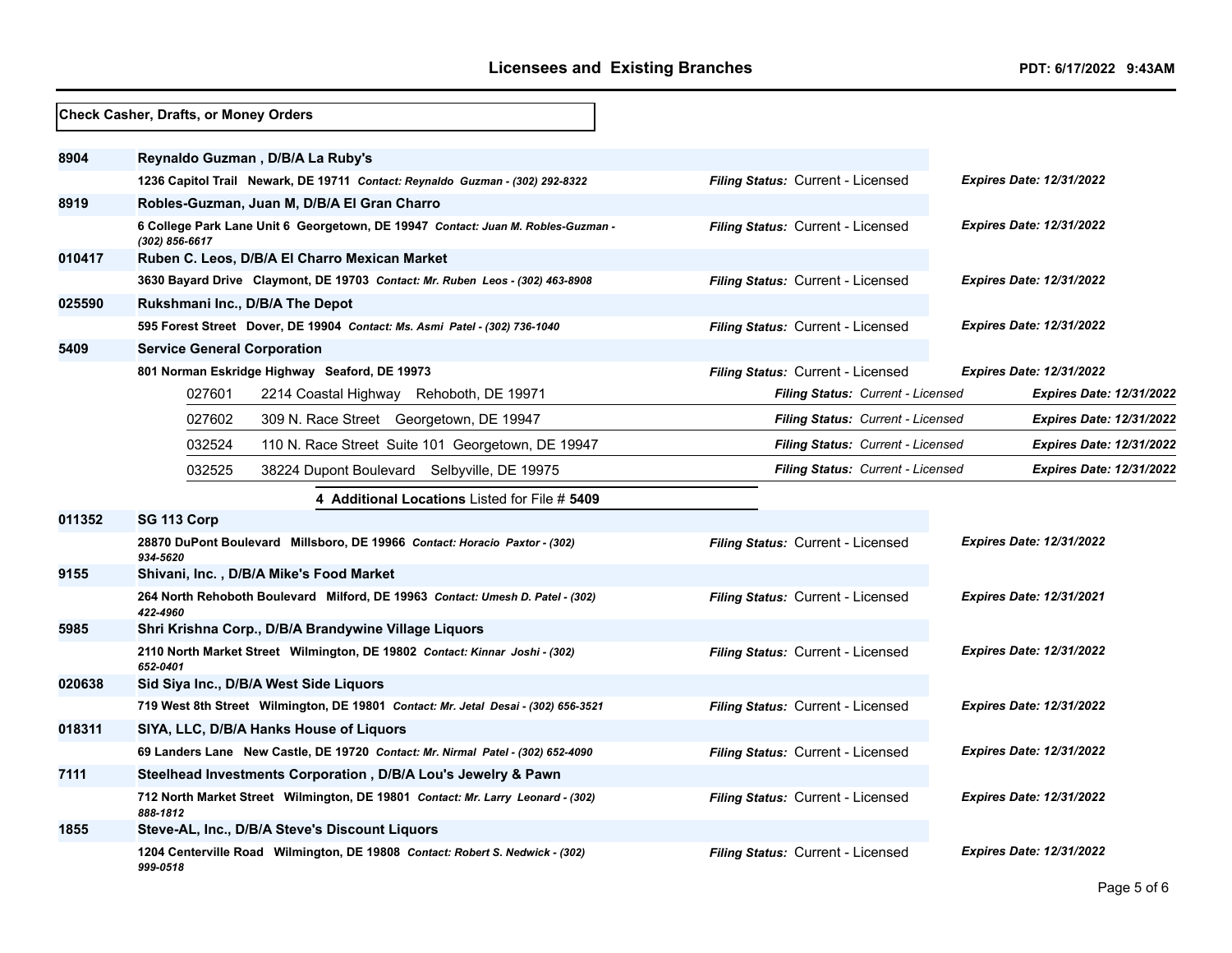## Licensees and Existing Branches

PDT: 6/17/2022 9:43AM

**Check Casher, Drafts, or Money Orders**

**8904** **Reynaldo Guzman , D/B/A La Ruby's**
1236 Capitol Trail Newark, DE 19711 *Contact: Reynaldo Guzman - (302) 292-8322* — *Filing Status:* Current - Licensed — *Expires Date: 12/31/2022*

**8919** **Robles-Guzman, Juan M, D/B/A El Gran Charro**
6 College Park Lane Unit 6 Georgetown, DE 19947 *Contact: Juan M. Robles-Guzman - (302) 856-6617* — *Filing Status:* Current - Licensed — *Expires Date: 12/31/2022*

**010417** **Ruben C. Leos, D/B/A El Charro Mexican Market**
3630 Bayard Drive Claymont, DE 19703 *Contact: Mr. Ruben Leos - (302) 463-8908* — *Filing Status:* Current - Licensed — *Expires Date: 12/31/2022*

**025590** **Rukshmani Inc., D/B/A The Depot**
595 Forest Street Dover, DE 19904 *Contact: Ms. Asmi Patel - (302) 736-1040* — *Filing Status:* Current - Licensed — *Expires Date: 12/31/2022*

**5409** **Service General Corporation**
801 Norman Eskridge Highway Seaford, DE 19973 — *Filing Status:* Current - Licensed — *Expires Date: 12/31/2022*

| Branch | Address | Filing Status | Expires Date |
|---|---|---|---|
| 027601 | 2214 Coastal Highway Rehoboth, DE 19971 | Current - Licensed | 12/31/2022 |
| 027602 | 309 N. Race Street Georgetown, DE 19947 | Current - Licensed | 12/31/2022 |
| 032524 | 110 N. Race Street Suite 101 Georgetown, DE 19947 | Current - Licensed | 12/31/2022 |
| 032525 | 38224 Dupont Boulevard Selbyville, DE 19975 | Current - Licensed | 12/31/2022 |

**4 Additional Locations** Listed for File # **5409**

**011352** **SG 113 Corp**
28870 DuPont Boulevard Millsboro, DE 19966 *Contact: Horacio Paxtor - (302) 934-5620* — *Filing Status:* Current - Licensed — *Expires Date: 12/31/2022*

**9155** **Shivani, Inc. , D/B/A Mike's Food Market**
264 North Rehoboth Boulevard Milford, DE 19963 *Contact: Umesh D. Patel - (302) 422-4960* — *Filing Status:* Current - Licensed — *Expires Date: 12/31/2021*

**5985** **Shri Krishna Corp., D/B/A Brandywine Village Liquors**
2110 North Market Street Wilmington, DE 19802 *Contact: Kinnar Joshi - (302) 652-0401* — *Filing Status:* Current - Licensed — *Expires Date: 12/31/2022*

**020638** **Sid Siya Inc., D/B/A West Side Liquors**
719 West 8th Street Wilmington, DE 19801 *Contact: Mr. Jetal Desai - (302) 656-3521* — *Filing Status:* Current - Licensed — *Expires Date: 12/31/2022*

**018311** **SIYA, LLC, D/B/A Hanks House of Liquors**
69 Landers Lane New Castle, DE 19720 *Contact: Mr. Nirmal Patel - (302) 652-4090* — *Filing Status:* Current - Licensed — *Expires Date: 12/31/2022*

**7111** **Steelhead Investments Corporation , D/B/A Lou's Jewelry & Pawn**
712 North Market Street Wilmington, DE 19801 *Contact: Mr. Larry Leonard - (302) 888-1812* — *Filing Status:* Current - Licensed — *Expires Date: 12/31/2022*

**1855** **Steve-AL, Inc., D/B/A Steve's Discount Liquors**
1204 Centerville Road Wilmington, DE 19808 *Contact: Robert S. Nedwick - (302) 999-0518* — *Filing Status:* Current - Licensed — *Expires Date: 12/31/2022*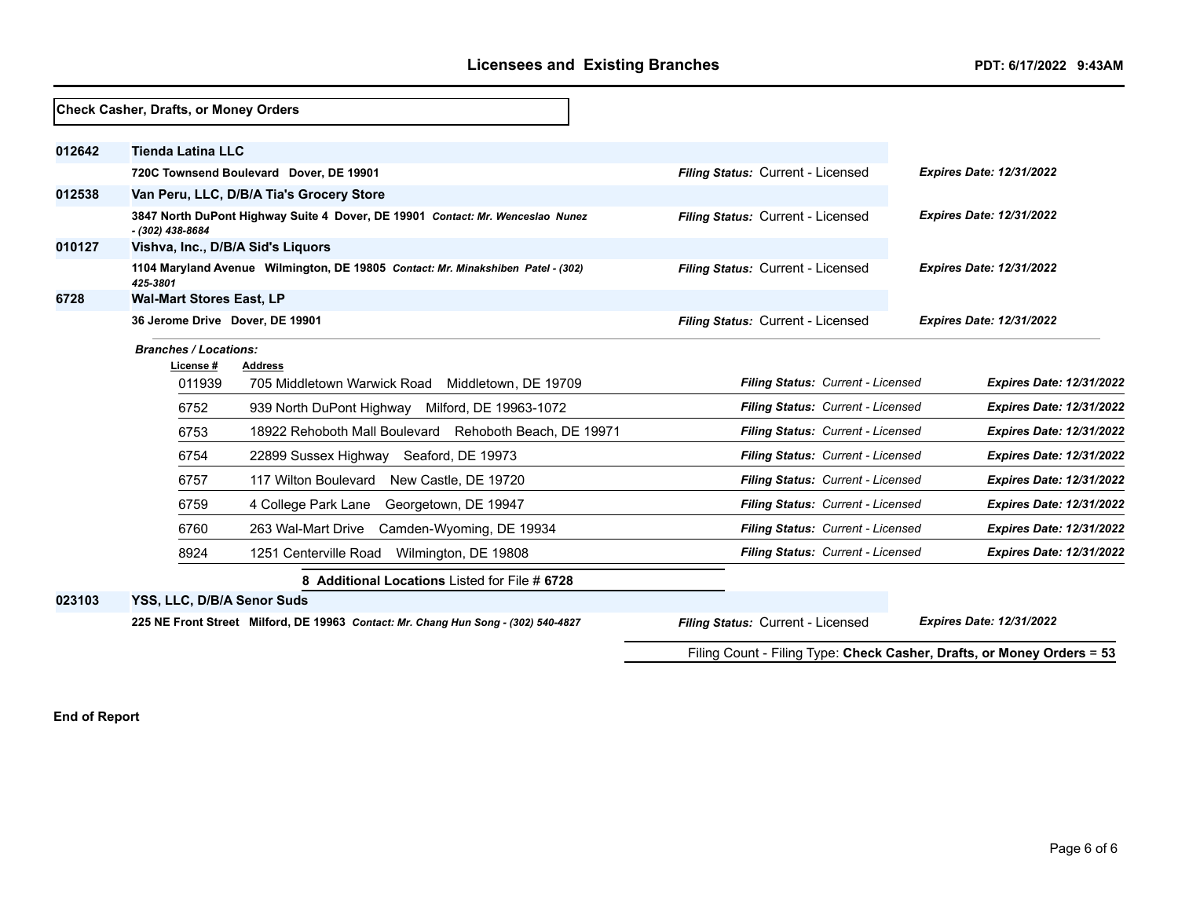## Licensees and Existing Branches

PDT: 6/17/2022 9:43AM

**Check Casher, Drafts, or Money Orders**

| | | | |
|---|---|---|---|
| **012642** | **Tienda Latina LLC** | | |
| | **720C Townsend Boulevard Dover, DE 19901** | ***Filing Status:*** Current - Licensed | ***Expires Date: 12/31/2022*** |
| **012538** | **Van Peru, LLC, D/B/A Tia's Grocery Store** | | |
| | **3847 North DuPont Highway Suite 4 Dover, DE 19901** ***Contact: Mr. Wenceslao Nunez - (302) 438-8684*** | ***Filing Status:*** Current - Licensed | ***Expires Date: 12/31/2022*** |
| **010127** | **Vishva, Inc., D/B/A Sid's Liquors** | | |
| | **1104 Maryland Avenue Wilmington, DE 19805** ***Contact: Mr. Minakshiben Patel - (302) 425-3801*** | ***Filing Status:*** Current - Licensed | ***Expires Date: 12/31/2022*** |
| **6728** | **Wal-Mart Stores East, LP** | | |
| | **36 Jerome Drive Dover, DE 19901** | ***Filing Status:*** Current - Licensed | ***Expires Date: 12/31/2022*** |

***Branches / Locations:***

| License # | Address | Filing Status | Expires Date |
|---|---|---|---|
| 011939 | 705 Middletown Warwick Road Middletown, DE 19709 | ***Filing Status:*** *Current - Licensed* | ***Expires Date: 12/31/2022*** |
| 6752 | 939 North DuPont Highway Milford, DE 19963-1072 | ***Filing Status:*** *Current - Licensed* | ***Expires Date: 12/31/2022*** |
| 6753 | 18922 Rehoboth Mall Boulevard Rehoboth Beach, DE 19971 | ***Filing Status:*** *Current - Licensed* | ***Expires Date: 12/31/2022*** |
| 6754 | 22899 Sussex Highway Seaford, DE 19973 | ***Filing Status:*** *Current - Licensed* | ***Expires Date: 12/31/2022*** |
| 6757 | 117 Wilton Boulevard New Castle, DE 19720 | ***Filing Status:*** *Current - Licensed* | ***Expires Date: 12/31/2022*** |
| 6759 | 4 College Park Lane Georgetown, DE 19947 | ***Filing Status:*** *Current - Licensed* | ***Expires Date: 12/31/2022*** |
| 6760 | 263 Wal-Mart Drive Camden-Wyoming, DE 19934 | ***Filing Status:*** *Current - Licensed* | ***Expires Date: 12/31/2022*** |
| 8924 | 1251 Centerville Road Wilmington, DE 19808 | ***Filing Status:*** *Current - Licensed* | ***Expires Date: 12/31/2022*** |

**8 Additional Locations** Listed for File # **6728**

| | | | |
|---|---|---|---|
| **023103** | **YSS, LLC, D/B/A Senor Suds** | | |
| | **225 NE Front Street Milford, DE 19963** ***Contact: Mr. Chang Hun Song - (302) 540-4827*** | ***Filing Status:*** Current - Licensed | ***Expires Date: 12/31/2022*** |

Filing Count - Filing Type: **Check Casher, Drafts, or Money Orders** = **53**

**End of Report**